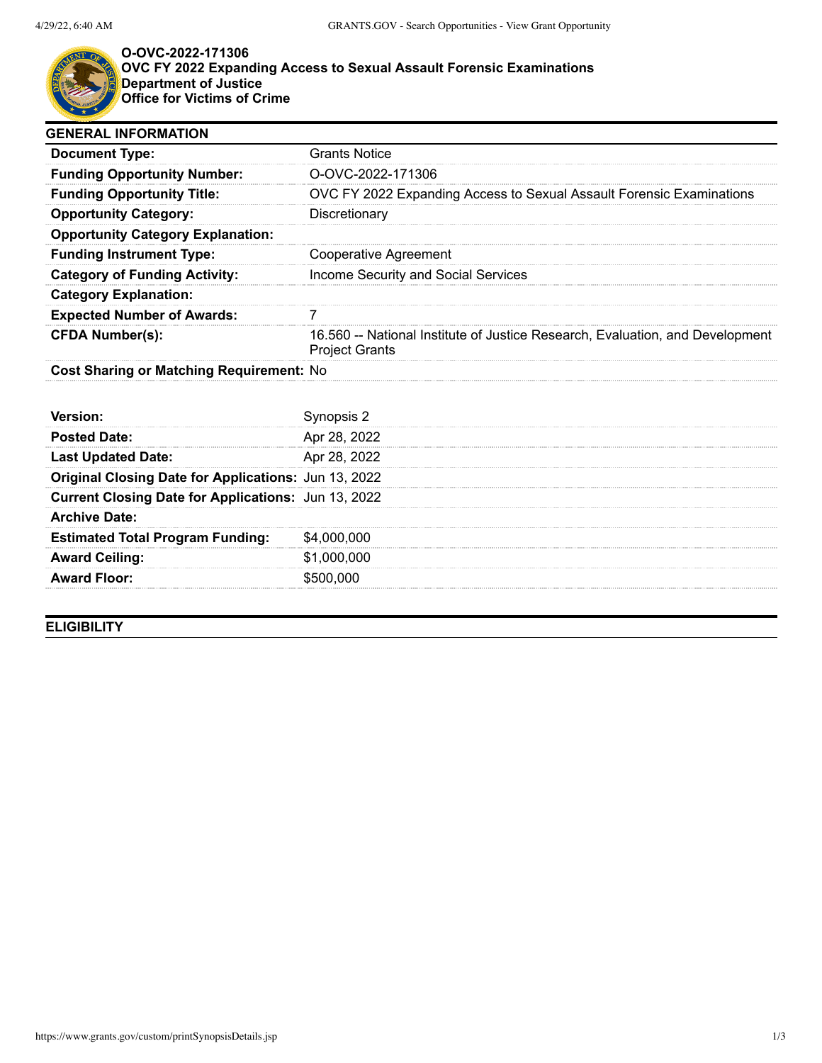**O-OVC-2022-171306**
**OVC FY 2022 Expanding Access to Sexual Assault Forensic Examinations**
**Department of Justice**
**Office for Victims of Crime**

## GENERAL INFORMATION

| | |
|---|---|
| **Document Type:** | Grants Notice |
| **Funding Opportunity Number:** | O-OVC-2022-171306 |
| **Funding Opportunity Title:** | OVC FY 2022 Expanding Access to Sexual Assault Forensic Examinations |
| **Opportunity Category:** | Discretionary |
| **Opportunity Category Explanation:** | |
| **Funding Instrument Type:** | Cooperative Agreement |
| **Category of Funding Activity:** | Income Security and Social Services |
| **Category Explanation:** | |
| **Expected Number of Awards:** | 7 |
| **CFDA Number(s):** | 16.560 -- National Institute of Justice Research, Evaluation, and Development Project Grants |
| **Cost Sharing or Matching Requirement:** | No |

| | |
|---|---|
| **Version:** | Synopsis 2 |
| **Posted Date:** | Apr 28, 2022 |
| **Last Updated Date:** | Apr 28, 2022 |
| **Original Closing Date for Applications:** | Jun 13, 2022 |
| **Current Closing Date for Applications:** | Jun 13, 2022 |
| **Archive Date:** | |
| **Estimated Total Program Funding:** | $4,000,000 |
| **Award Ceiling:** | $1,000,000 |
| **Award Floor:** | $500,000 |

## ELIGIBILITY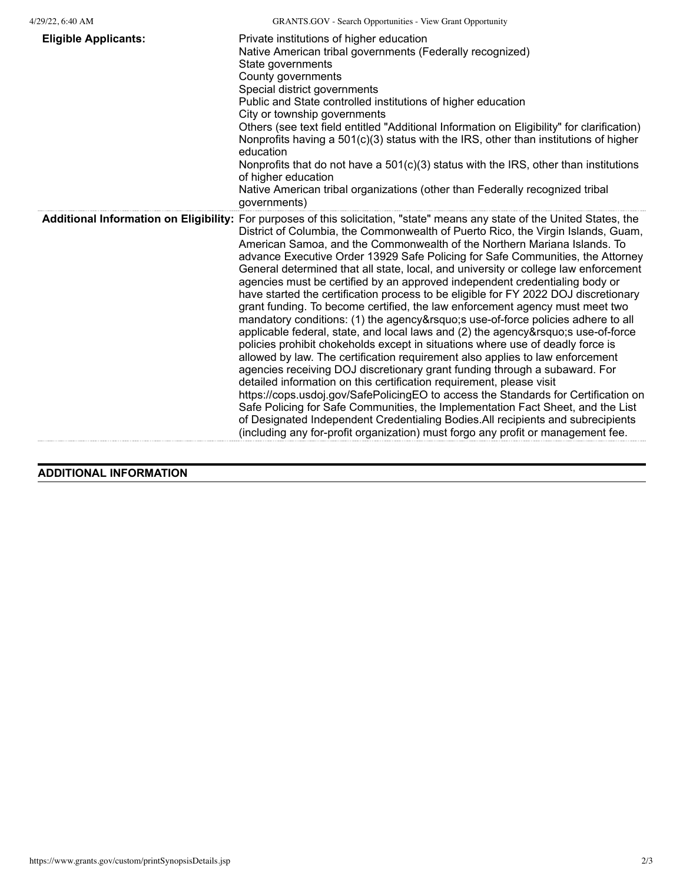| | |
|---|---|
| **Eligible Applicants:** | Private institutions of higher education<br>Native American tribal governments (Federally recognized)<br>State governments<br>County governments<br>Special district governments<br>Public and State controlled institutions of higher education<br>City or township governments<br>Others (see text field entitled "Additional Information on Eligibility" for clarification)<br>Nonprofits having a 501(c)(3) status with the IRS, other than institutions of higher education<br>Nonprofits that do not have a 501(c)(3) status with the IRS, other than institutions of higher education<br>Native American tribal organizations (other than Federally recognized tribal governments) |
| **Additional Information on Eligibility:** | For purposes of this solicitation, "state" means any state of the United States, the District of Columbia, the Commonwealth of Puerto Rico, the Virgin Islands, Guam, American Samoa, and the Commonwealth of the Northern Mariana Islands. To advance Executive Order 13929 Safe Policing for Safe Communities, the Attorney General determined that all state, local, and university or college law enforcement agencies must be certified by an approved independent credentialing body or have started the certification process to be eligible for FY 2022 DOJ discretionary grant funding. To become certified, the law enforcement agency must meet two mandatory conditions: (1) the agency&rsquo;s use-of-force policies adhere to all applicable federal, state, and local laws and (2) the agency&rsquo;s use-of-force policies prohibit chokeholds except in situations where use of deadly force is allowed by law. The certification requirement also applies to law enforcement agencies receiving DOJ discretionary grant funding through a subaward. For detailed information on this certification requirement, please visit https://cops.usdoj.gov/SafePolicingEO to access the Standards for Certification on Safe Policing for Safe Communities, the Implementation Fact Sheet, and the List of Designated Independent Credentialing Bodies.All recipients and subrecipients (including any for-profit organization) must forgo any profit or management fee. |

## ADDITIONAL INFORMATION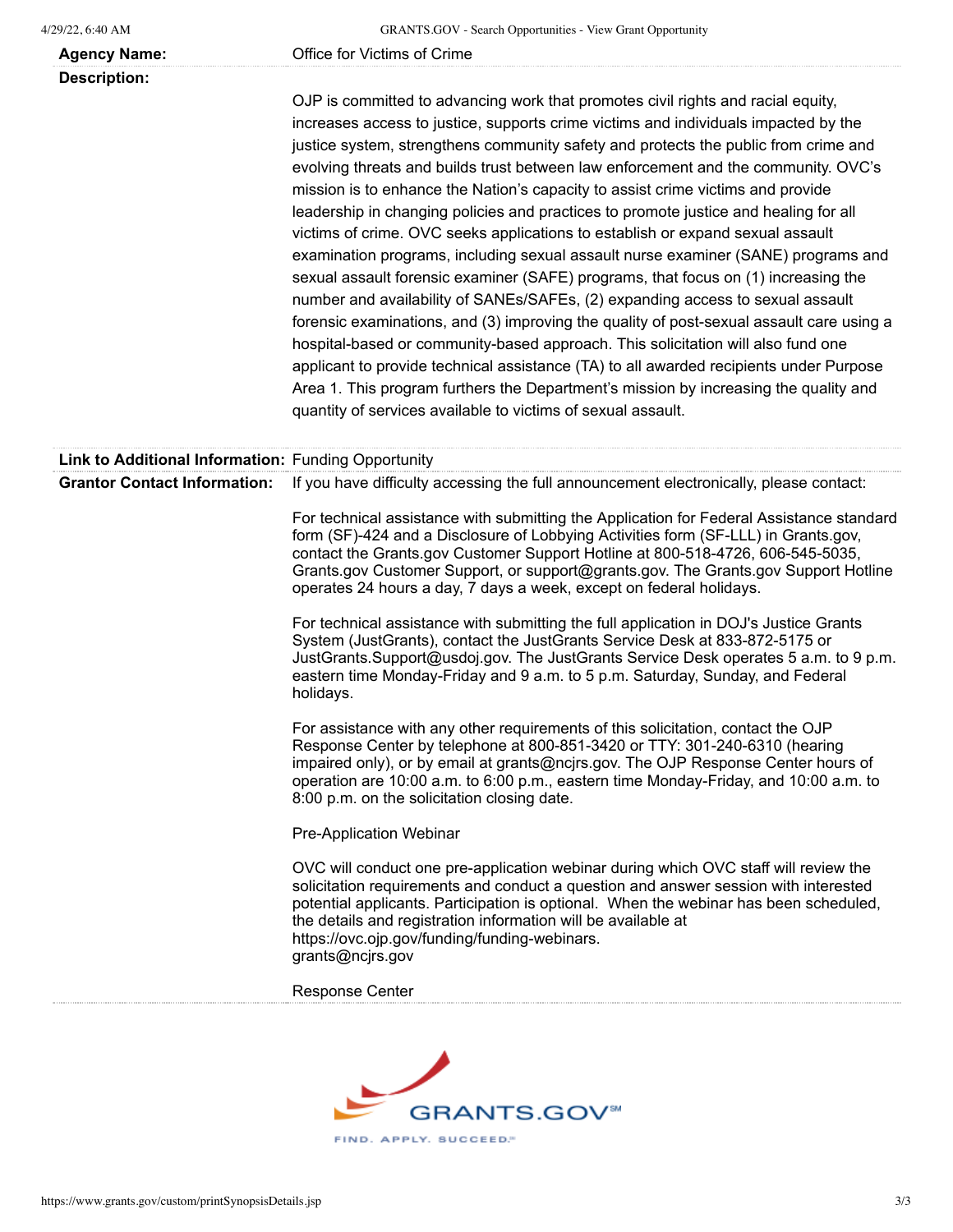**Agency Name:** Office for Victims of Crime

**Description:**

OJP is committed to advancing work that promotes civil rights and racial equity, increases access to justice, supports crime victims and individuals impacted by the justice system, strengthens community safety and protects the public from crime and evolving threats and builds trust between law enforcement and the community. OVC's mission is to enhance the Nation's capacity to assist crime victims and provide leadership in changing policies and practices to promote justice and healing for all victims of crime. OVC seeks applications to establish or expand sexual assault examination programs, including sexual assault nurse examiner (SANE) programs and sexual assault forensic examiner (SAFE) programs, that focus on (1) increasing the number and availability of SANEs/SAFEs, (2) expanding access to sexual assault forensic examinations, and (3) improving the quality of post-sexual assault care using a hospital-based or community-based approach. This solicitation will also fund one applicant to provide technical assistance (TA) to all awarded recipients under Purpose Area 1. This program furthers the Department's mission by increasing the quality and quantity of services available to victims of sexual assault.

**Link to Additional Information:** Funding Opportunity

**Grantor Contact Information:** If you have difficulty accessing the full announcement electronically, please contact:

For technical assistance with submitting the Application for Federal Assistance standard form (SF)-424 and a Disclosure of Lobbying Activities form (SF-LLL) in Grants.gov, contact the Grants.gov Customer Support Hotline at 800-518-4726, 606-545-5035, Grants.gov Customer Support, or support@grants.gov. The Grants.gov Support Hotline operates 24 hours a day, 7 days a week, except on federal holidays.

For technical assistance with submitting the full application in DOJ's Justice Grants System (JustGrants), contact the JustGrants Service Desk at 833-872-5175 or JustGrants.Support@usdoj.gov. The JustGrants Service Desk operates 5 a.m. to 9 p.m. eastern time Monday-Friday and 9 a.m. to 5 p.m. Saturday, Sunday, and Federal holidays.

For assistance with any other requirements of this solicitation, contact the OJP Response Center by telephone at 800-851-3420 or TTY: 301-240-6310 (hearing impaired only), or by email at grants@ncjrs.gov. The OJP Response Center hours of operation are 10:00 a.m. to 6:00 p.m., eastern time Monday-Friday, and 10:00 a.m. to 8:00 p.m. on the solicitation closing date.

Pre-Application Webinar

OVC will conduct one pre-application webinar during which OVC staff will review the solicitation requirements and conduct a question and answer session with interested potential applicants. Participation is optional. When the webinar has been scheduled, the details and registration information will be available at https://ovc.ojp.gov/funding/funding-webinars.
grants@ncjrs.gov

Response Center

GRANTS.GOV℠
FIND. APPLY. SUCCEED.℠